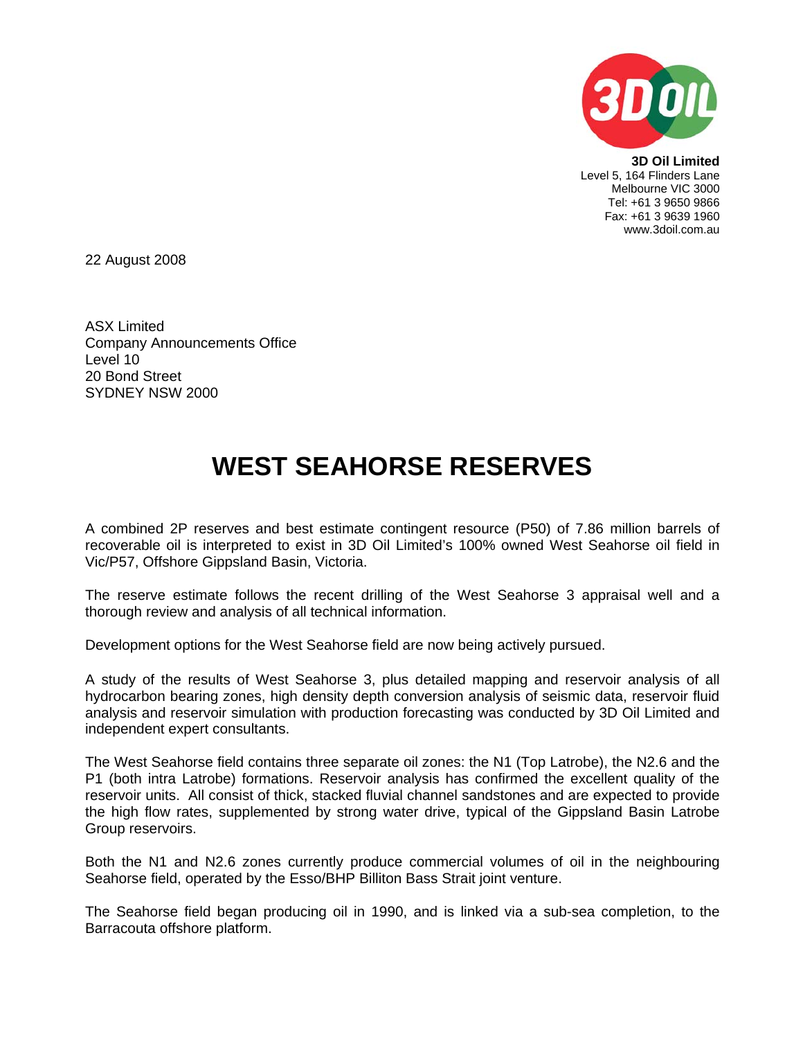**3D Oil Limited**
Level 5, 164 Flinders Lane
Melbourne VIC 3000
Tel: +61 3 9650 9866
Fax: +61 3 9639 1960
www.3doil.com.au

22 August 2008

ASX Limited
Company Announcements Office
Level 10
20 Bond Street
SYDNEY NSW 2000

# WEST SEAHORSE RESERVES

A combined 2P reserves and best estimate contingent resource (P50) of 7.86 million barrels of recoverable oil is interpreted to exist in 3D Oil Limited's 100% owned West Seahorse oil field in Vic/P57, Offshore Gippsland Basin, Victoria.

The reserve estimate follows the recent drilling of the West Seahorse 3 appraisal well and a thorough review and analysis of all technical information.

Development options for the West Seahorse field are now being actively pursued.

A study of the results of West Seahorse 3, plus detailed mapping and reservoir analysis of all hydrocarbon bearing zones, high density depth conversion analysis of seismic data, reservoir fluid analysis and reservoir simulation with production forecasting was conducted by 3D Oil Limited and independent expert consultants.

The West Seahorse field contains three separate oil zones: the N1 (Top Latrobe), the N2.6 and the P1 (both intra Latrobe) formations. Reservoir analysis has confirmed the excellent quality of the reservoir units. All consist of thick, stacked fluvial channel sandstones and are expected to provide the high flow rates, supplemented by strong water drive, typical of the Gippsland Basin Latrobe Group reservoirs.

Both the N1 and N2.6 zones currently produce commercial volumes of oil in the neighbouring Seahorse field, operated by the Esso/BHP Billiton Bass Strait joint venture.

The Seahorse field began producing oil in 1990, and is linked via a sub-sea completion, to the Barracouta offshore platform.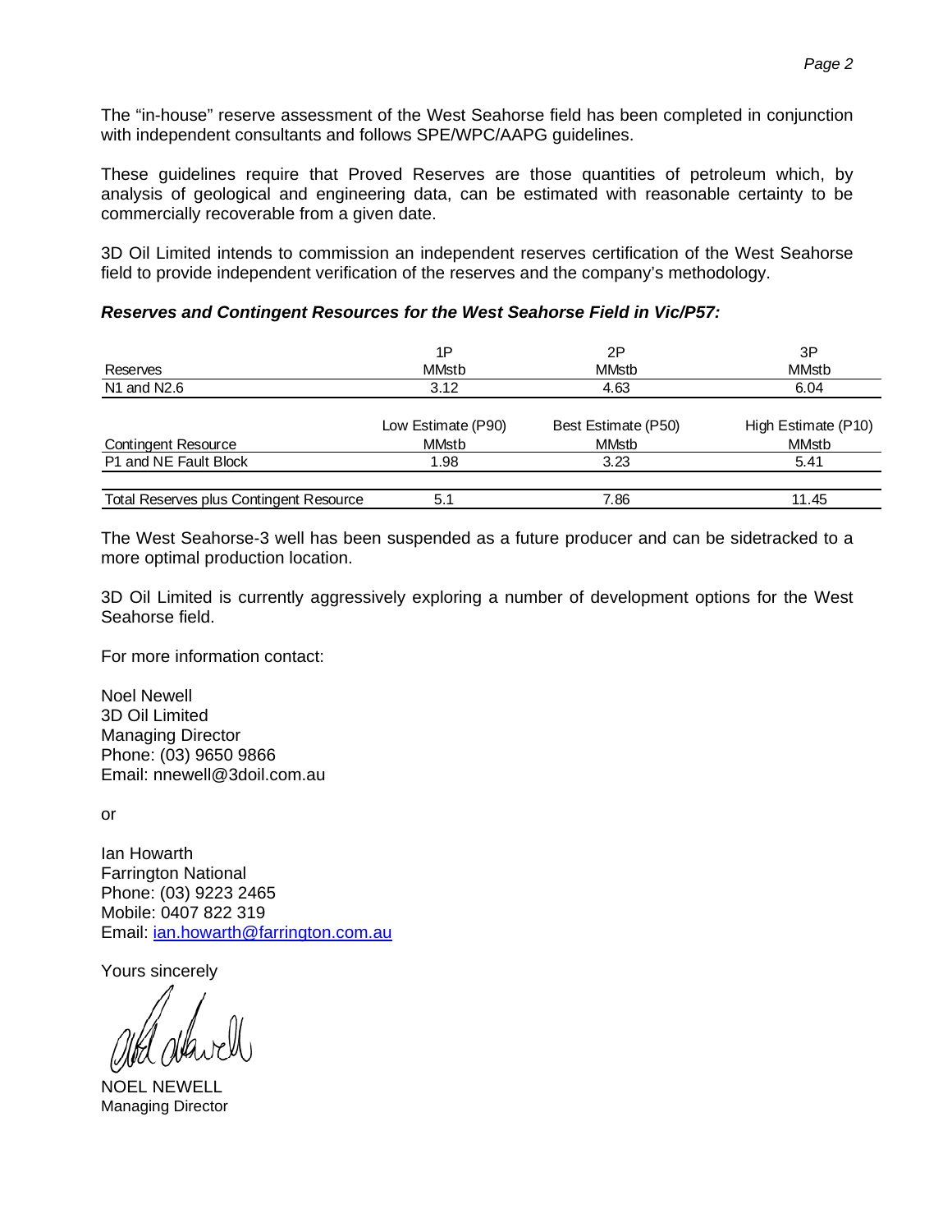The "in-house" reserve assessment of the West Seahorse field has been completed in conjunction with independent consultants and follows SPE/WPC/AAPG guidelines.

These guidelines require that Proved Reserves are those quantities of petroleum which, by analysis of geological and engineering data, can be estimated with reasonable certainty to be commercially recoverable from a given date.

3D Oil Limited intends to commission an independent reserves certification of the West Seahorse field to provide independent verification of the reserves and the company's methodology.

***Reserves and Contingent Resources for the West Seahorse Field in Vic/P57:***

| Reserves | 1P MMstb | 2P MMstb | 3P MMstb |
|---|---|---|---|
| N1 and N2.6 | 3.12 | 4.63 | 6.04 |
| **Contingent Resource** | **Low Estimate (P90) MMstb** | **Best Estimate (P50) MMstb** | **High Estimate (P10) MMstb** |
| P1 and NE Fault Block | 1.98 | 3.23 | 5.41 |
| Total Reserves plus Contingent Resource | 5.1 | 7.86 | 11.45 |

The West Seahorse-3 well has been suspended as a future producer and can be sidetracked to a more optimal production location.

3D Oil Limited is currently aggressively exploring a number of development options for the West Seahorse field.

For more information contact:

Noel Newell  
3D Oil Limited  
Managing Director  
Phone: (03) 9650 9866  
Email: nnewell@3doil.com.au

or

Ian Howarth  
Farrington National  
Phone: (03) 9223 2465  
Mobile: 0407 822 319  
Email: ian.howarth@farrington.com.au

Yours sincerely

NOEL NEWELL  
Managing Director